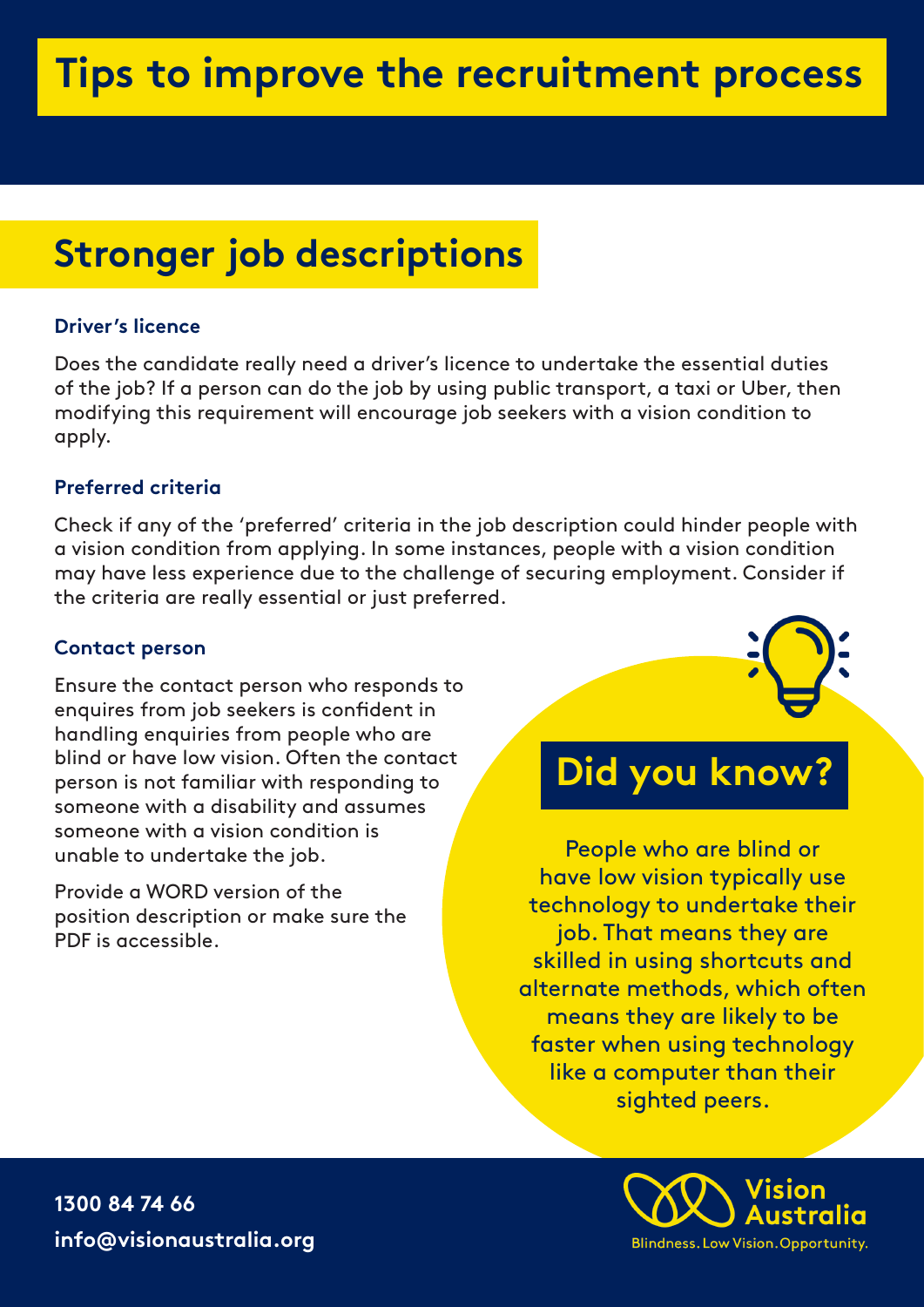# Tips to improve the recruitment process

## Stronger job descriptions

### Driver's licence

Does the candidate really need a driver's licence to undertake the essential duties of the job? If a person can do the job by using public transport, a taxi or Uber, then modifying this requirement will encourage job seekers with a vision condition to apply.

### Preferred criteria

Check if any of the 'preferred' criteria in the job description could hinder people with a vision condition from applying. In some instances, people with a vision condition may have less experience due to the challenge of securing employment. Consider if the criteria are really essential or just preferred.

### Contact person

Ensure the contact person who responds to enquires from job seekers is confident in handling enquiries from people who are blind or have low vision. Often the contact person is not familiar with responding to someone with a disability and assumes someone with a vision condition is unable to undertake the job.

Provide a WORD version of the position description or make sure the PDF is accessible.

## Did you know?

People who are blind or have low vision typically use technology to undertake their job. That means they are skilled in using shortcuts and alternate methods, which often means they are likely to be faster when using technology like a computer than their sighted peers.

**1300 84 74 66**

**info@visionaustralia.org**

Vision Australia

Blindness. Low Vision. Opportunity.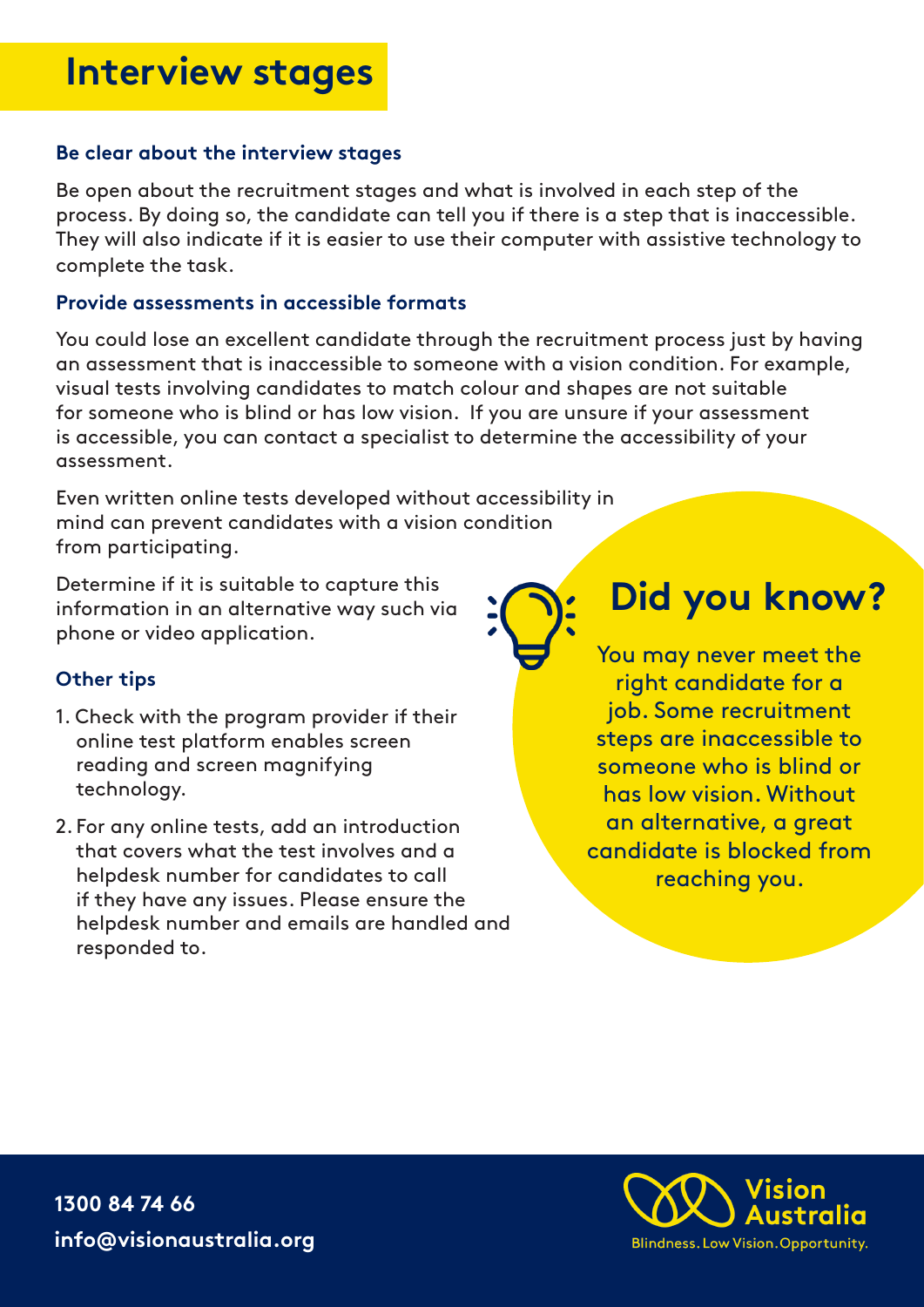# Interview stages

### Be clear about the interview stages

Be open about the recruitment stages and what is involved in each step of the process. By doing so, the candidate can tell you if there is a step that is inaccessible. They will also indicate if it is easier to use their computer with assistive technology to complete the task.

### Provide assessments in accessible formats

You could lose an excellent candidate through the recruitment process just by having an assessment that is inaccessible to someone with a vision condition. For example, visual tests involving candidates to match colour and shapes are not suitable for someone who is blind or has low vision. If you are unsure if your assessment is accessible, you can contact a specialist to determine the accessibility of your assessment.

Even written online tests developed without accessibility in mind can prevent candidates with a vision condition from participating.

Determine if it is suitable to capture this information in an alternative way such via phone or video application.

### Other tips

1. Check with the program provider if their online test platform enables screen reading and screen magnifying technology.
2. For any online tests, add an introduction that covers what the test involves and a helpdesk number for candidates to call if they have any issues. Please ensure the helpdesk number and emails are handled and responded to.

## Did you know?

You may never meet the right candidate for a job. Some recruitment steps are inaccessible to someone who is blind or has low vision. Without an alternative, a great candidate is blocked from reaching you.

**1300 84 74 66**
**info@visionaustralia.org**

Vision Australia
Blindness. Low Vision. Opportunity.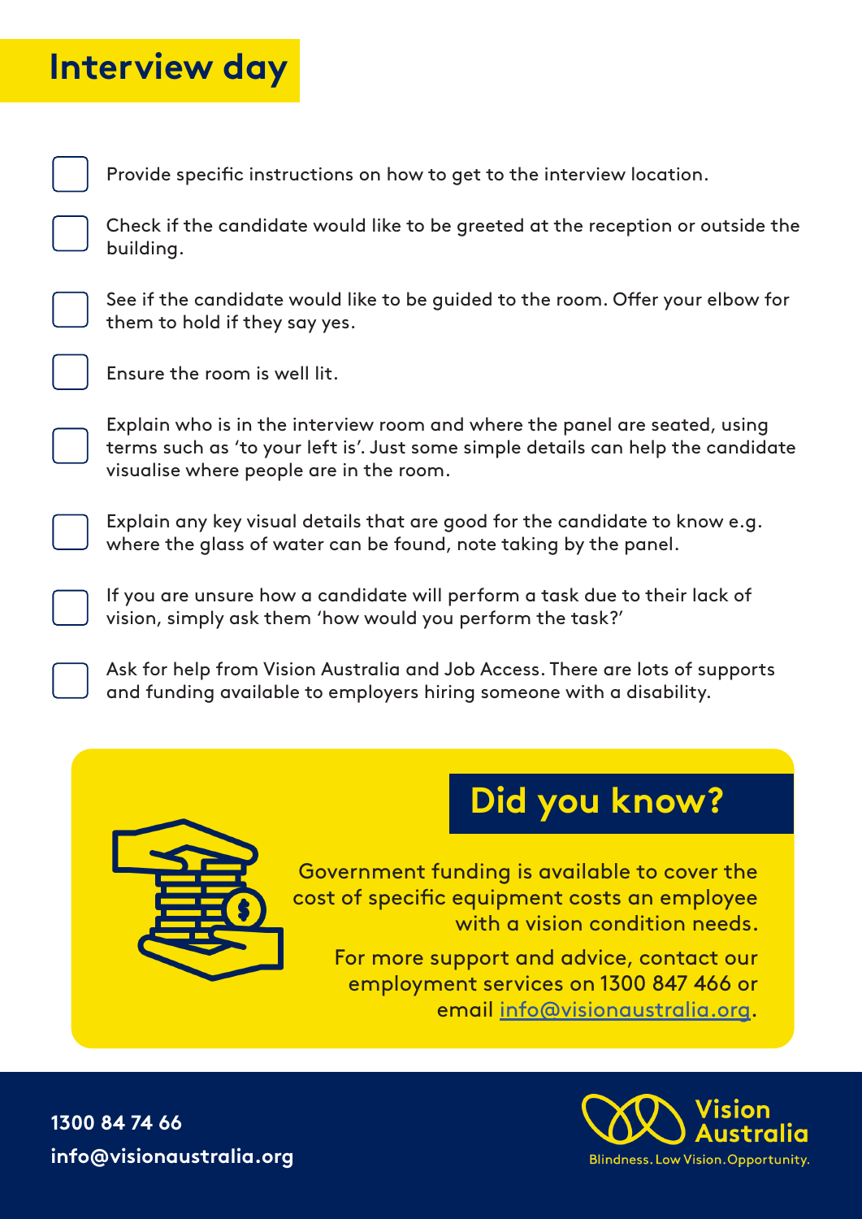# Interview day

- [ ] Provide specific instructions on how to get to the interview location.
- [ ] Check if the candidate would like to be greeted at the reception or outside the building.
- [ ] See if the candidate would like to be guided to the room. Offer your elbow for them to hold if they say yes.
- [ ] Ensure the room is well lit.
- [ ] Explain who is in the interview room and where the panel are seated, using terms such as 'to your left is'. Just some simple details can help the candidate visualise where people are in the room.
- [ ] Explain any key visual details that are good for the candidate to know e.g. where the glass of water can be found, note taking by the panel.
- [ ] If you are unsure how a candidate will perform a task due to their lack of vision, simply ask them 'how would you perform the task?'
- [ ] Ask for help from Vision Australia and Job Access. There are lots of supports and funding available to employers hiring someone with a disability.

## Did you know?

Government funding is available to cover the cost of specific equipment costs an employee with a vision condition needs.

For more support and advice, contact our employment services on 1300 847 466 or email info@visionaustralia.org.

**1300 84 74 66**

**info@visionaustralia.org**

Vision Australia

Blindness. Low Vision. Opportunity.